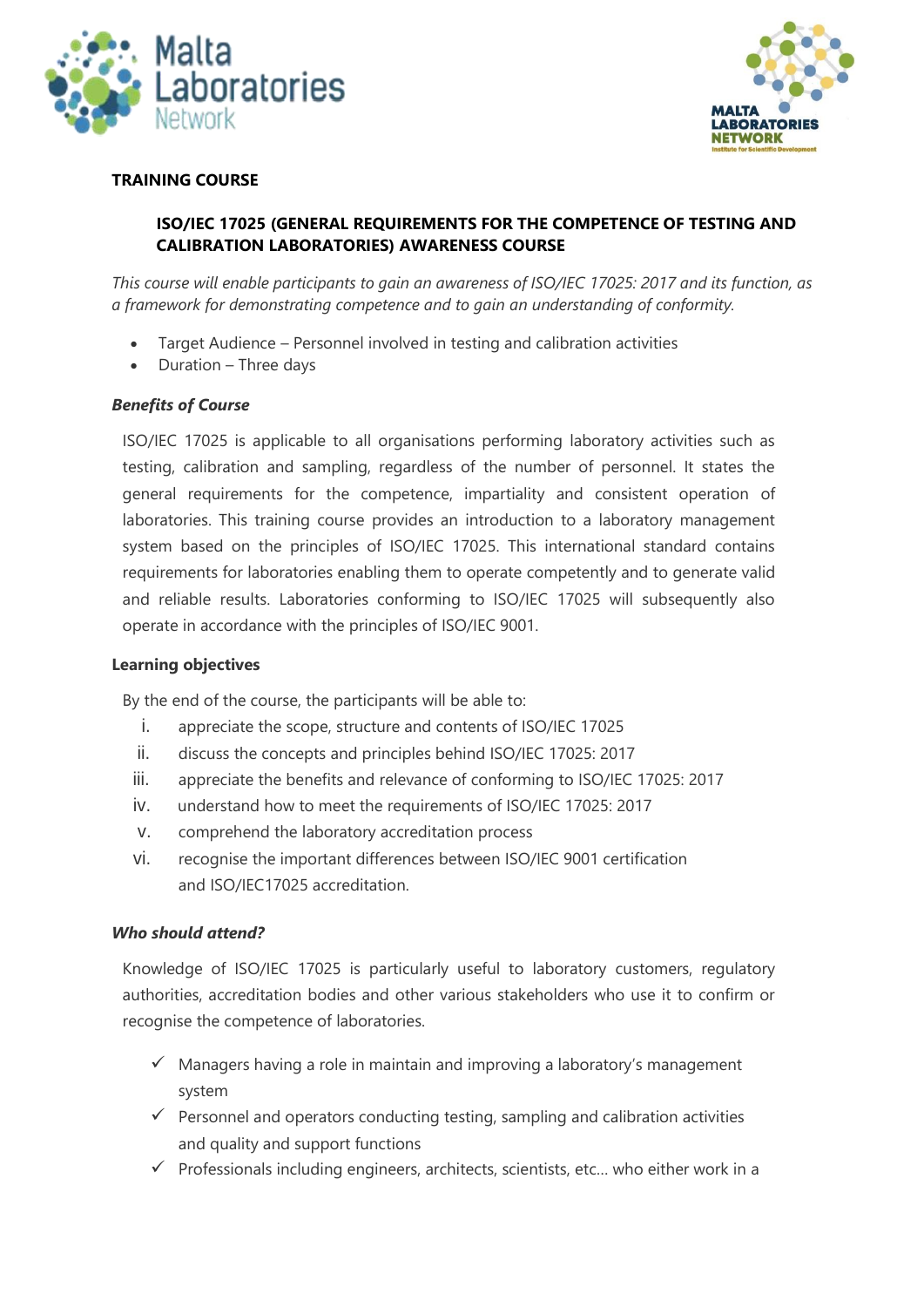**TRAINING COURSE**

## ISO/IEC 17025 (GENERAL REQUIREMENTS FOR THE COMPETENCE OF TESTING AND CALIBRATION LABORATORIES) AWARENESS COURSE

*This course will enable participants to gain an awareness of ISO/IEC 17025: 2017 and its function, as a framework for demonstrating competence and to gain an understanding of conformity.*

- Target Audience – Personnel involved in testing and calibration activities
- Duration – Three days

### *Benefits of Course*

ISO/IEC 17025 is applicable to all organisations performing laboratory activities such as testing, calibration and sampling, regardless of the number of personnel. It states the general requirements for the competence, impartiality and consistent operation of laboratories. This training course provides an introduction to a laboratory management system based on the principles of ISO/IEC 17025. This international standard contains requirements for laboratories enabling them to operate competently and to generate valid and reliable results. Laboratories conforming to ISO/IEC 17025 will subsequently also operate in accordance with the principles of ISO/IEC 9001.

### Learning objectives

By the end of the course, the participants will be able to:

i. appreciate the scope, structure and contents of ISO/IEC 17025
ii. discuss the concepts and principles behind ISO/IEC 17025: 2017
iii. appreciate the benefits and relevance of conforming to ISO/IEC 17025: 2017
iv. understand how to meet the requirements of ISO/IEC 17025: 2017
v. comprehend the laboratory accreditation process
vi. recognise the important differences between ISO/IEC 9001 certification and ISO/IEC17025 accreditation.

### *Who should attend?*

Knowledge of ISO/IEC 17025 is particularly useful to laboratory customers, regulatory authorities, accreditation bodies and other various stakeholders who use it to confirm or recognise the competence of laboratories.

- ✓ Managers having a role in maintain and improving a laboratory's management system
- ✓ Personnel and operators conducting testing, sampling and calibration activities and quality and support functions
- ✓ Professionals including engineers, architects, scientists, etc… who either work in a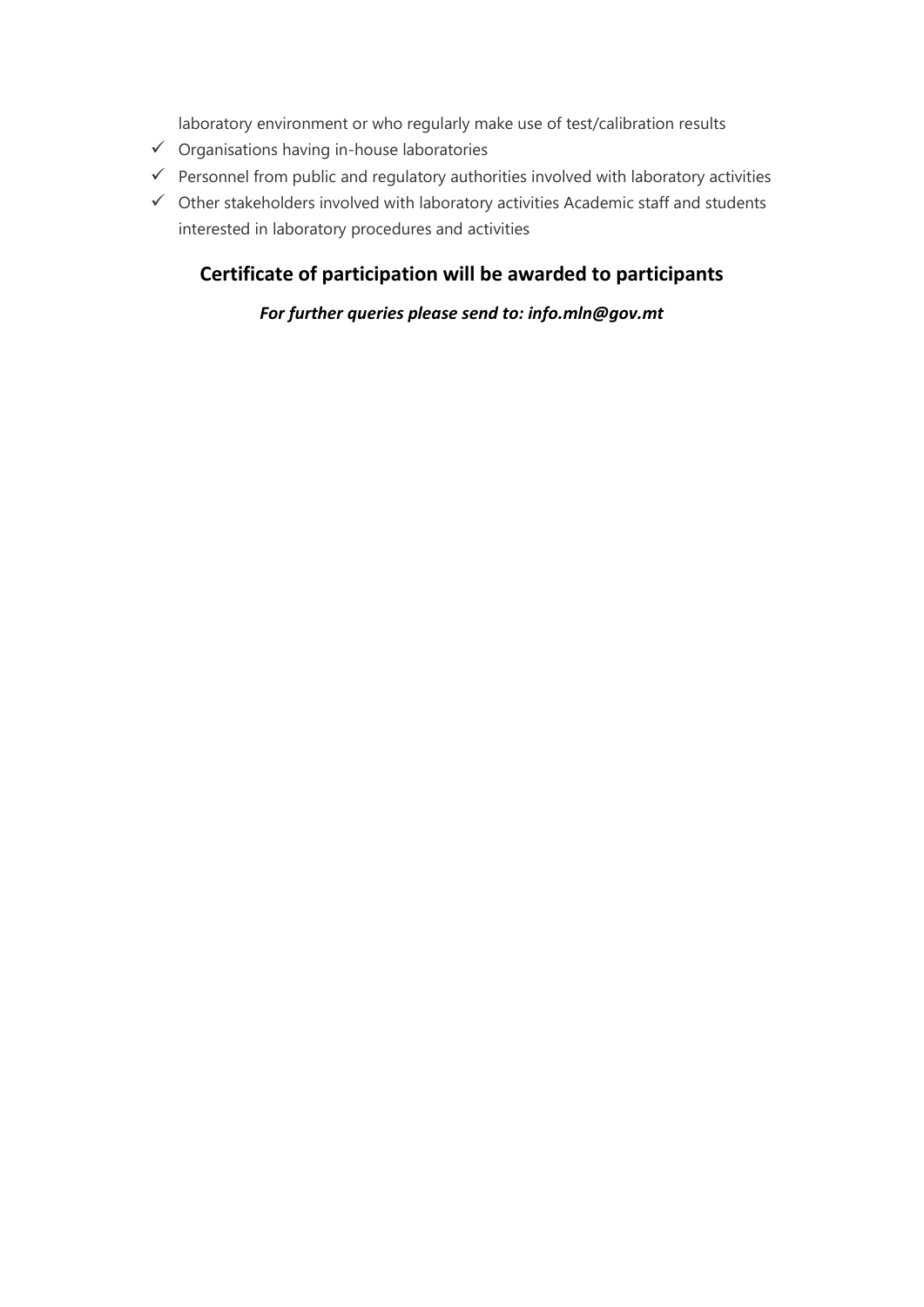laboratory environment or who regularly make use of test/calibration results

- ✓ Organisations having in-house laboratories
- ✓ Personnel from public and regulatory authorities involved with laboratory activities
- ✓ Other stakeholders involved with laboratory activities Academic staff and students interested in laboratory procedures and activities

## Certificate of participation will be awarded to participants

***For further queries please send to: info.mln@gov.mt***